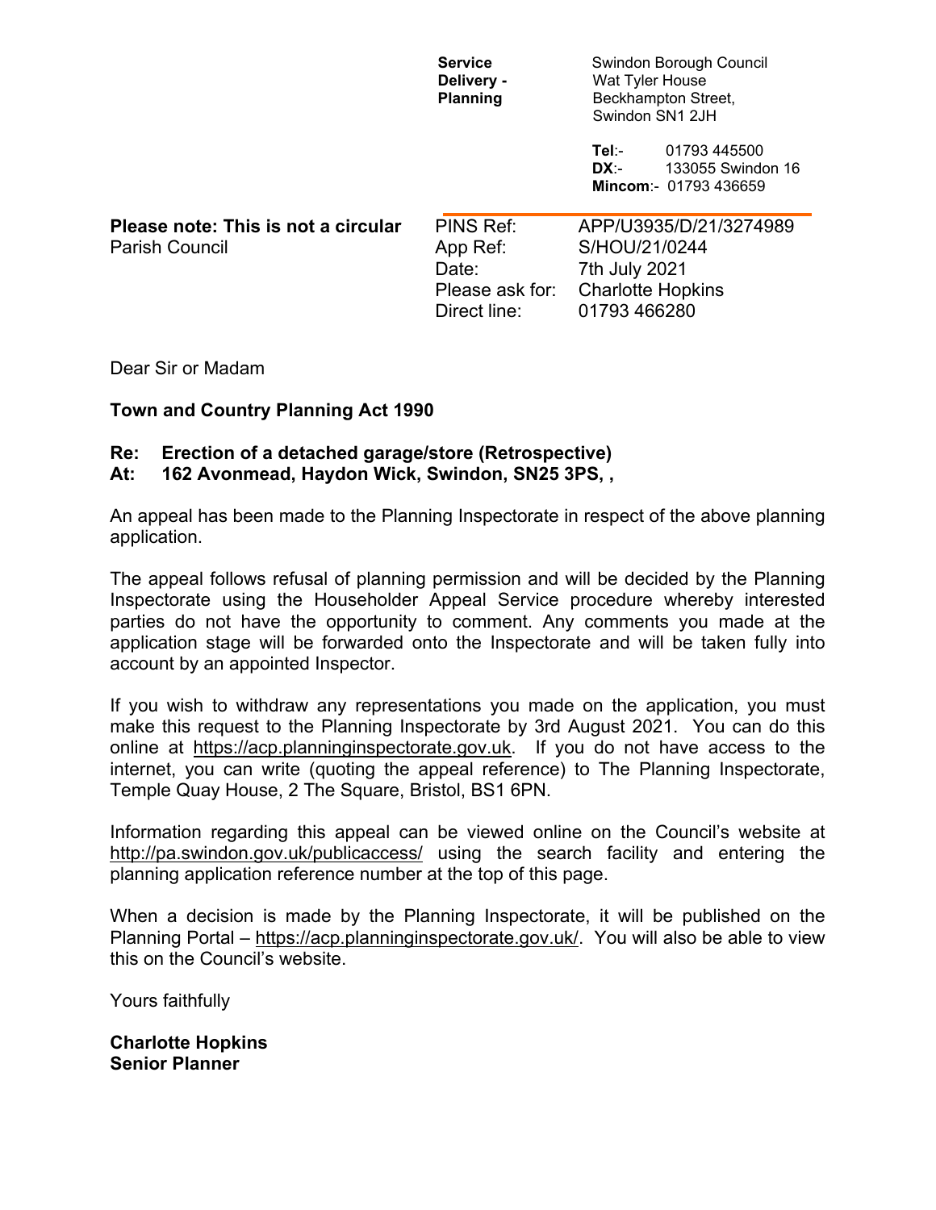**Service Delivery - Planning**

Swindon Borough Council
Wat Tyler House
Beckhampton Street,
Swindon SN1 2JH

**Tel**:- 01793 445500
**DX**:- 133055 Swindon 16
**Mincom**:- 01793 436659

**Please note: This is not a circular**
Parish Council

| | |
|---|---|
| PINS Ref: | APP/U3935/D/21/3274989 |
| App Ref: | S/HOU/21/0244 |
| Date: | 7th July 2021 |
| Please ask for: | Charlotte Hopkins |
| Direct line: | 01793 466280 |

Dear Sir or Madam

**Town and Country Planning Act 1990**

**Re: Erection of a detached garage/store (Retrospective)**
**At: 162 Avonmead, Haydon Wick, Swindon, SN25 3PS, ,**

An appeal has been made to the Planning Inspectorate in respect of the above planning application.

The appeal follows refusal of planning permission and will be decided by the Planning Inspectorate using the Householder Appeal Service procedure whereby interested parties do not have the opportunity to comment. Any comments you made at the application stage will be forwarded onto the Inspectorate and will be taken fully into account by an appointed Inspector.

If you wish to withdraw any representations you made on the application, you must make this request to the Planning Inspectorate by 3rd August 2021. You can do this online at https://acp.planninginspectorate.gov.uk. If you do not have access to the internet, you can write (quoting the appeal reference) to The Planning Inspectorate, Temple Quay House, 2 The Square, Bristol, BS1 6PN.

Information regarding this appeal can be viewed online on the Council's website at http://pa.swindon.gov.uk/publicaccess/ using the search facility and entering the planning application reference number at the top of this page.

When a decision is made by the Planning Inspectorate, it will be published on the Planning Portal – https://acp.planninginspectorate.gov.uk/. You will also be able to view this on the Council's website.

Yours faithfully

**Charlotte Hopkins**
**Senior Planner**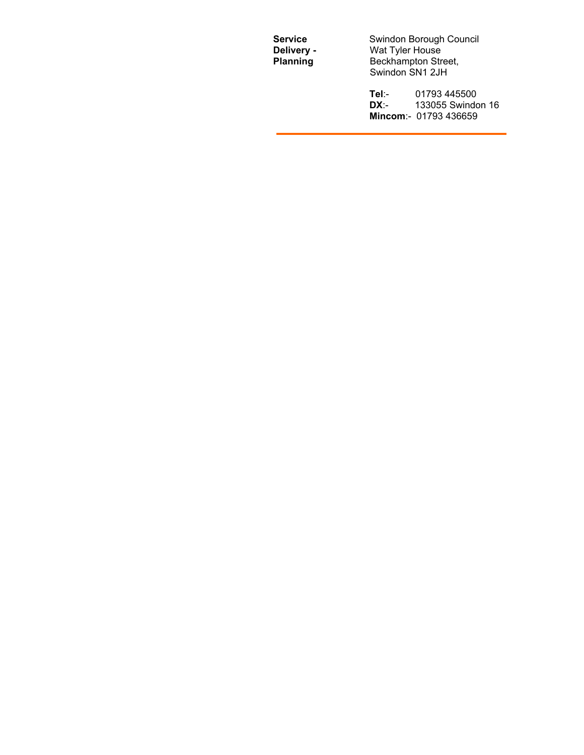**Service Delivery - Planning**

Swindon Borough Council
Wat Tyler House
Beckhampton Street,
Swindon SN1 2JH

**Tel**:- 01793 445500
**DX**:- 133055 Swindon 16
**Mincom**:- 01793 436659